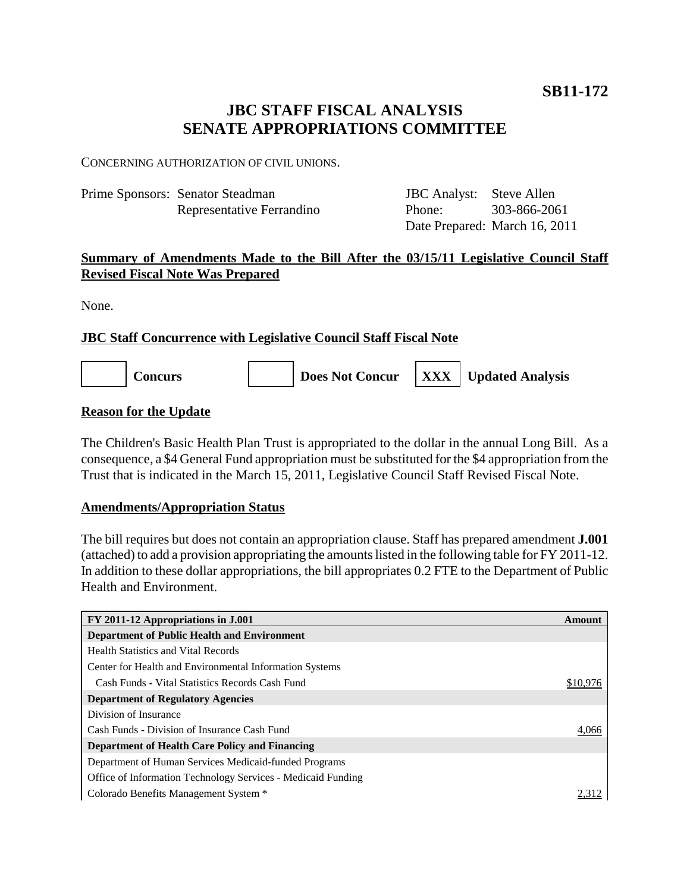**SB11-172**

# JBC STAFF FISCAL ANALYSIS
# SENATE APPROPRIATIONS COMMITTEE

CONCERNING AUTHORIZATION OF CIVIL UNIONS.

Prime Sponsors: Senator Steadman
Representative Ferrandino

JBC Analyst: Steve Allen
Phone: 303-866-2061
Date Prepared: March 16, 2011

## Summary of Amendments Made to the Bill After the 03/15/11 Legislative Council Staff Revised Fiscal Note Was Prepared

None.

## JBC Staff Concurrence with Legislative Council Staff Fiscal Note

[ ] **Concurs** [ ] **Does Not Concur** [XXX] **Updated Analysis**

## Reason for the Update

The Children's Basic Health Plan Trust is appropriated to the dollar in the annual Long Bill. As a consequence, a $4 General Fund appropriation must be substituted for the $4 appropriation from the Trust that is indicated in the March 15, 2011, Legislative Council Staff Revised Fiscal Note.

## Amendments/Appropriation Status

The bill requires but does not contain an appropriation clause. Staff has prepared amendment **J.001** (attached) to add a provision appropriating the amounts listed in the following table for FY 2011-12. In addition to these dollar appropriations, the bill appropriates 0.2 FTE to the Department of Public Health and Environment.

| FY 2011-12 Appropriations in J.001 | Amount |
|---|---|
| **Department of Public Health and Environment** | |
| Health Statistics and Vital Records | |
| Center for Health and Environmental Information Systems | |
| Cash Funds - Vital Statistics Records Cash Fund | $10,976 |
| **Department of Regulatory Agencies** | |
| Division of Insurance | |
| Cash Funds - Division of Insurance Cash Fund | 4,066 |
| **Department of Health Care Policy and Financing** | |
| Department of Human Services Medicaid-funded Programs | |
| Office of Information Technology Services - Medicaid Funding | |
| Colorado Benefits Management System * | 2,312 |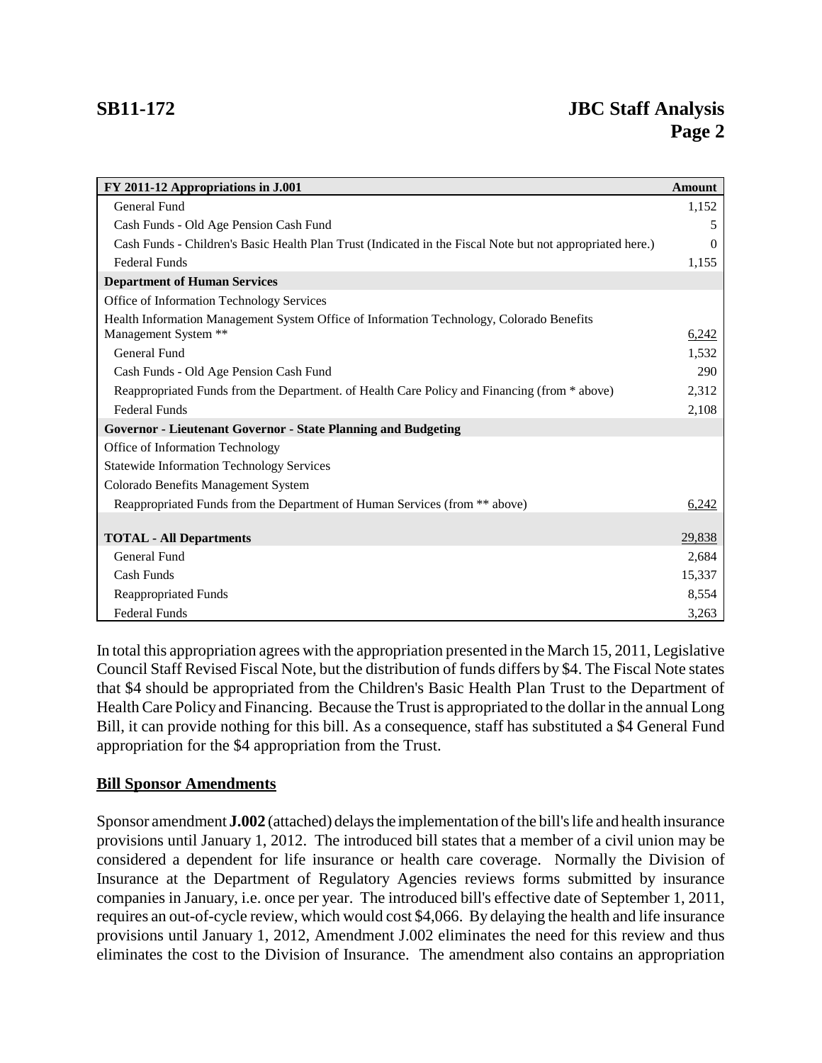| FY 2011-12 Appropriations in J.001 | Amount |
|---|---|
| General Fund | 1,152 |
| Cash Funds - Old Age Pension Cash Fund | 5 |
| Cash Funds - Children's Basic Health Plan Trust (Indicated in the Fiscal Note but not appropriated here.) | 0 |
| Federal Funds | 1,155 |
| **Department of Human Services** | |
| Office of Information Technology Services | |
| Health Information Management System Office of Information Technology, Colorado Benefits Management System ** | 6,242 |
| General Fund | 1,532 |
| Cash Funds - Old Age Pension Cash Fund | 290 |
| Reappropriated Funds from the Department. of Health Care Policy and Financing (from * above) | 2,312 |
| Federal Funds | 2,108 |
| **Governor - Lieutenant Governor - State Planning and Budgeting** | |
| Office of Information Technology | |
| Statewide Information Technology Services | |
| Colorado Benefits Management System | |
| Reappropriated Funds from the Department of Human Services (from ** above) | 6,242 |
| **TOTAL - All Departments** | 29,838 |
| General Fund | 2,684 |
| Cash Funds | 15,337 |
| Reappropriated Funds | 8,554 |
| Federal Funds | 3,263 |

In total this appropriation agrees with the appropriation presented in the March 15, 2011, Legislative Council Staff Revised Fiscal Note, but the distribution of funds differs by $4. The Fiscal Note states that $4 should be appropriated from the Children's Basic Health Plan Trust to the Department of Health Care Policy and Financing. Because the Trust is appropriated to the dollar in the annual Long Bill, it can provide nothing for this bill. As a consequence, staff has substituted a $4 General Fund appropriation for the $4 appropriation from the Trust.

## Bill Sponsor Amendments

Sponsor amendment **J.002** (attached) delays the implementation of the bill's life and health insurance provisions until January 1, 2012. The introduced bill states that a member of a civil union may be considered a dependent for life insurance or health care coverage. Normally the Division of Insurance at the Department of Regulatory Agencies reviews forms submitted by insurance companies in January, i.e. once per year. The introduced bill's effective date of September 1, 2011, requires an out-of-cycle review, which would cost $4,066. By delaying the health and life insurance provisions until January 1, 2012, Amendment J.002 eliminates the need for this review and thus eliminates the cost to the Division of Insurance. The amendment also contains an appropriation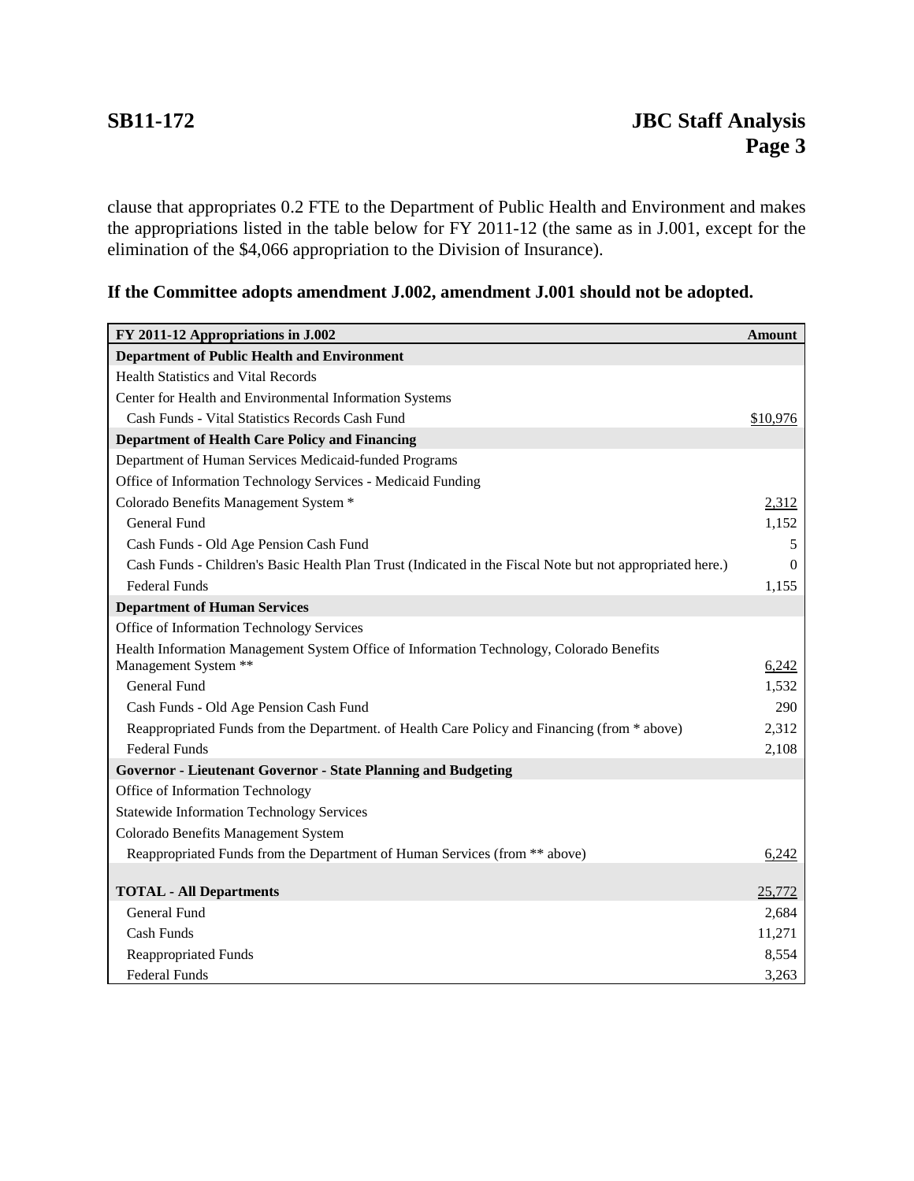clause that appropriates 0.2 FTE to the Department of Public Health and Environment and makes the appropriations listed in the table below for FY 2011-12 (the same as in J.001, except for the elimination of the $4,066 appropriation to the Division of Insurance).

**If the Committee adopts amendment J.002, amendment J.001 should not be adopted.**

| FY 2011-12 Appropriations in J.002 | Amount |
| --- | --- |
| **Department of Public Health and Environment** | |
| Health Statistics and Vital Records | |
| Center for Health and Environmental Information Systems | |
| Cash Funds - Vital Statistics Records Cash Fund | $10,976 |
| **Department of Health Care Policy and Financing** | |
| Department of Human Services Medicaid-funded Programs | |
| Office of Information Technology Services - Medicaid Funding | |
| Colorado Benefits Management System * | 2,312 |
| General Fund | 1,152 |
| Cash Funds - Old Age Pension Cash Fund | 5 |
| Cash Funds - Children's Basic Health Plan Trust (Indicated in the Fiscal Note but not appropriated here.) | 0 |
| Federal Funds | 1,155 |
| **Department of Human Services** | |
| Office of Information Technology Services | |
| Health Information Management System Office of Information Technology, Colorado Benefits Management System ** | 6,242 |
| General Fund | 1,532 |
| Cash Funds - Old Age Pension Cash Fund | 290 |
| Reappropriated Funds from the Department. of Health Care Policy and Financing (from * above) | 2,312 |
| Federal Funds | 2,108 |
| **Governor - Lieutenant Governor - State Planning and Budgeting** | |
| Office of Information Technology | |
| Statewide Information Technology Services | |
| Colorado Benefits Management System | |
| Reappropriated Funds from the Department of Human Services (from ** above) | 6,242 |
| **TOTAL - All Departments** | 25,772 |
| General Fund | 2,684 |
| Cash Funds | 11,271 |
| Reappropriated Funds | 8,554 |
| Federal Funds | 3,263 |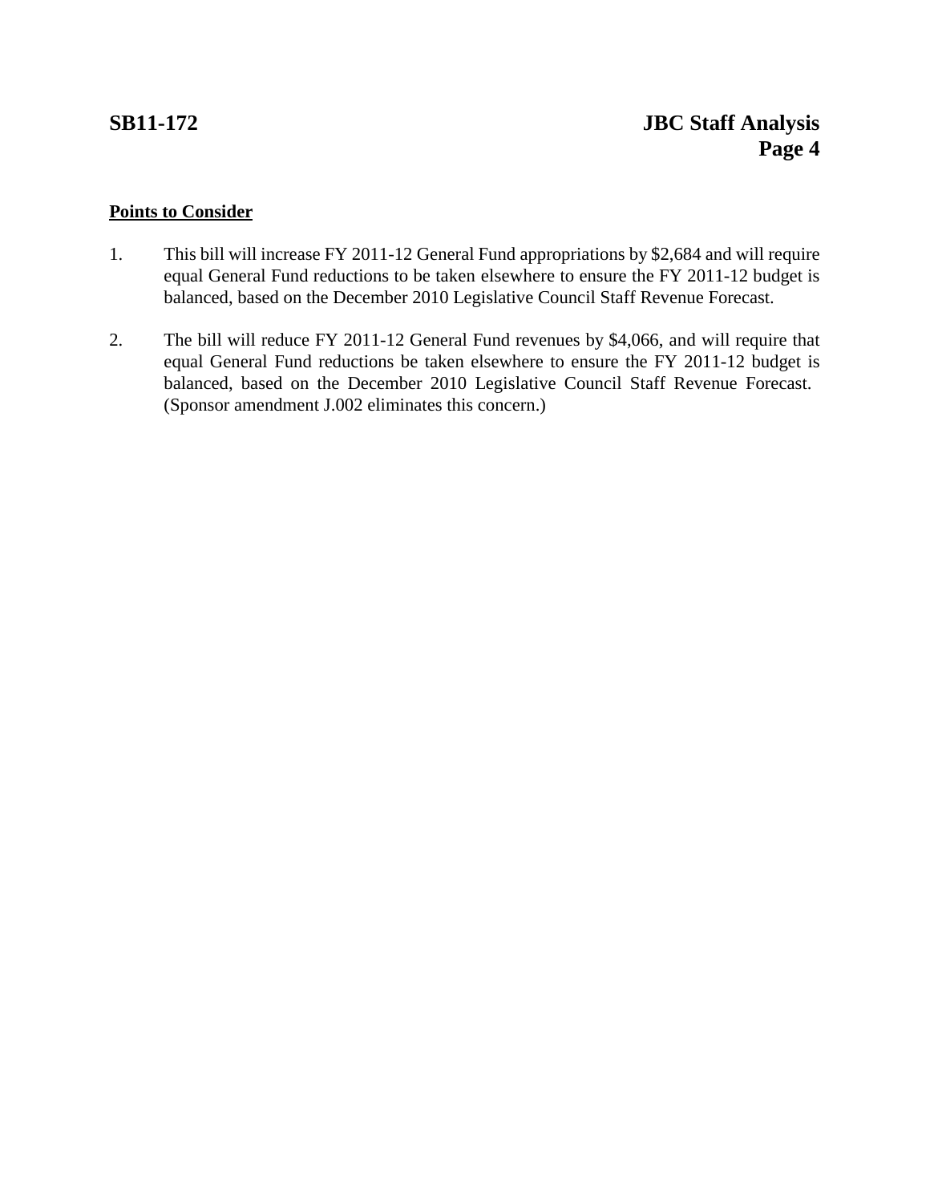**Points to Consider**

1. This bill will increase FY 2011-12 General Fund appropriations by $2,684 and will require equal General Fund reductions to be taken elsewhere to ensure the FY 2011-12 budget is balanced, based on the December 2010 Legislative Council Staff Revenue Forecast.

2. The bill will reduce FY 2011-12 General Fund revenues by $4,066, and will require that equal General Fund reductions be taken elsewhere to ensure the FY 2011-12 budget is balanced, based on the December 2010 Legislative Council Staff Revenue Forecast. (Sponsor amendment J.002 eliminates this concern.)